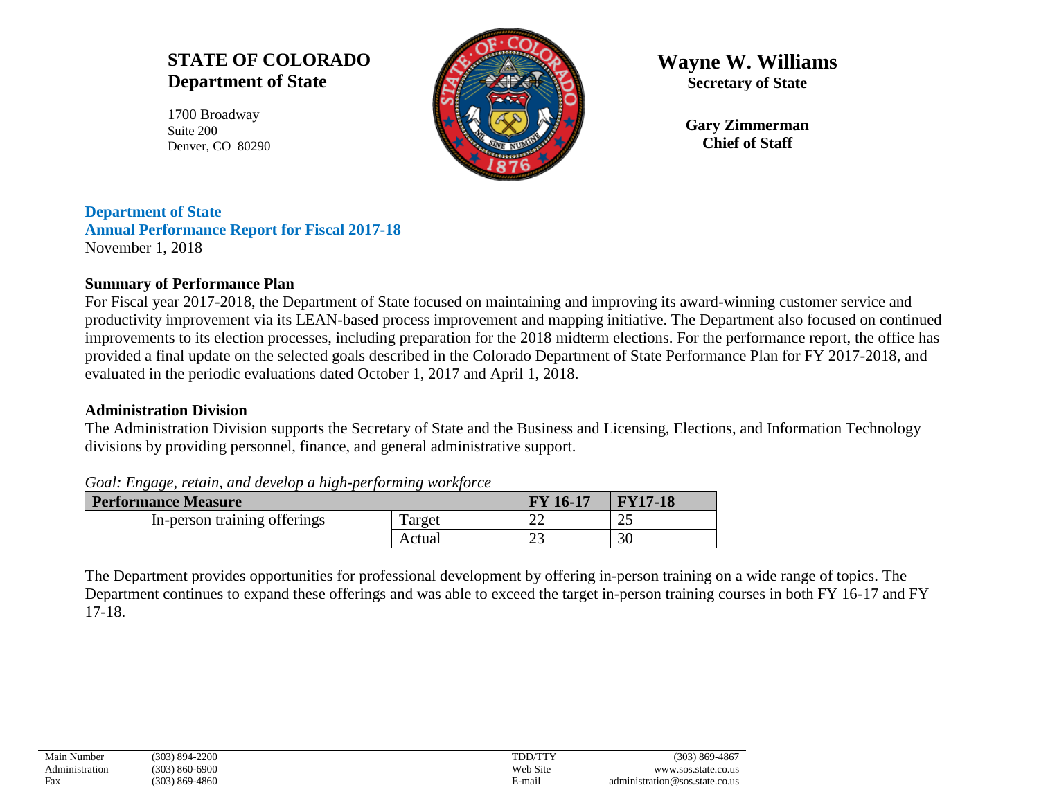**STATE OF COLORADO**
**Department of State**

1700 Broadway
Suite 200
Denver, CO 80290

**Wayne W. Williams**
**Secretary of State**

**Gary Zimmerman**
**Chief of Staff**

## Department of State
## Annual Performance Report for Fiscal 2017-18

November 1, 2018

### Summary of Performance Plan

For Fiscal year 2017-2018, the Department of State focused on maintaining and improving its award-winning customer service and productivity improvement via its LEAN-based process improvement and mapping initiative. The Department also focused on continued improvements to its election processes, including preparation for the 2018 midterm elections. For the performance report, the office has provided a final update on the selected goals described in the Colorado Department of State Performance Plan for FY 2017-2018, and evaluated in the periodic evaluations dated October 1, 2017 and April 1, 2018.

### Administration Division

The Administration Division supports the Secretary of State and the Business and Licensing, Elections, and Information Technology divisions by providing personnel, finance, and general administrative support.

*Goal: Engage, retain, and develop a high-performing workforce*

| Performance Measure | | FY 16-17 | FY17-18 |
|---|---|---|---|
| In-person training offerings | Target | 22 | 25 |
| | Actual | 23 | 30 |

The Department provides opportunities for professional development by offering in-person training on a wide range of topics. The Department continues to expand these offerings and was able to exceed the target in-person training courses in both FY 16-17 and FY 17-18.

| Main Number | (303) 894-2200 | TDD/TTY | (303) 869-4867 |
|---|---|---|---|
| Administration | (303) 860-6900 | Web Site | www.sos.state.co.us |
| Fax | (303) 869-4860 | E-mail | administration@sos.state.co.us |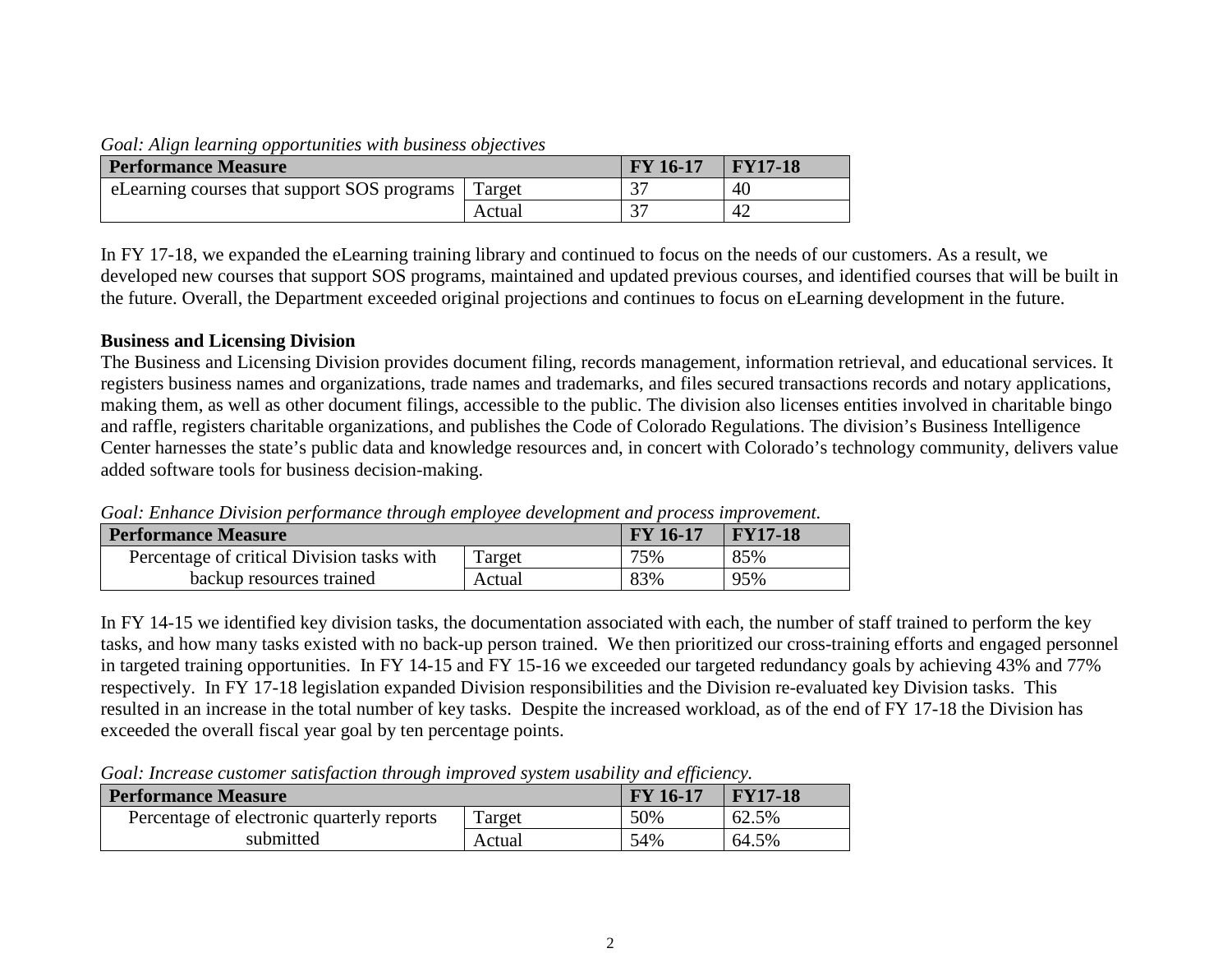*Goal: Align learning opportunities with business objectives*

| Performance Measure | | FY 16-17 | FY17-18 |
|---|---|---|---|
| eLearning courses that support SOS programs | Target | 37 | 40 |
| | Actual | 37 | 42 |

In FY 17-18, we expanded the eLearning training library and continued to focus on the needs of our customers. As a result, we developed new courses that support SOS programs, maintained and updated previous courses, and identified courses that will be built in the future. Overall, the Department exceeded original projections and continues to focus on eLearning development in the future.

**Business and Licensing Division**

The Business and Licensing Division provides document filing, records management, information retrieval, and educational services. It registers business names and organizations, trade names and trademarks, and files secured transactions records and notary applications, making them, as well as other document filings, accessible to the public. The division also licenses entities involved in charitable bingo and raffle, registers charitable organizations, and publishes the Code of Colorado Regulations. The division's Business Intelligence Center harnesses the state's public data and knowledge resources and, in concert with Colorado's technology community, delivers value added software tools for business decision-making.

*Goal: Enhance Division performance through employee development and process improvement.*

| Performance Measure | | FY 16-17 | FY17-18 |
|---|---|---|---|
| Percentage of critical Division tasks with backup resources trained | Target | 75% | 85% |
| | Actual | 83% | 95% |

In FY 14-15 we identified key division tasks, the documentation associated with each, the number of staff trained to perform the key tasks, and how many tasks existed with no back-up person trained. We then prioritized our cross-training efforts and engaged personnel in targeted training opportunities. In FY 14-15 and FY 15-16 we exceeded our targeted redundancy goals by achieving 43% and 77% respectively. In FY 17-18 legislation expanded Division responsibilities and the Division re-evaluated key Division tasks. This resulted in an increase in the total number of key tasks. Despite the increased workload, as of the end of FY 17-18 the Division has exceeded the overall fiscal year goal by ten percentage points.

*Goal: Increase customer satisfaction through improved system usability and efficiency.*

| Performance Measure | | FY 16-17 | FY17-18 |
|---|---|---|---|
| Percentage of electronic quarterly reports submitted | Target | 50% | 62.5% |
| | Actual | 54% | 64.5% |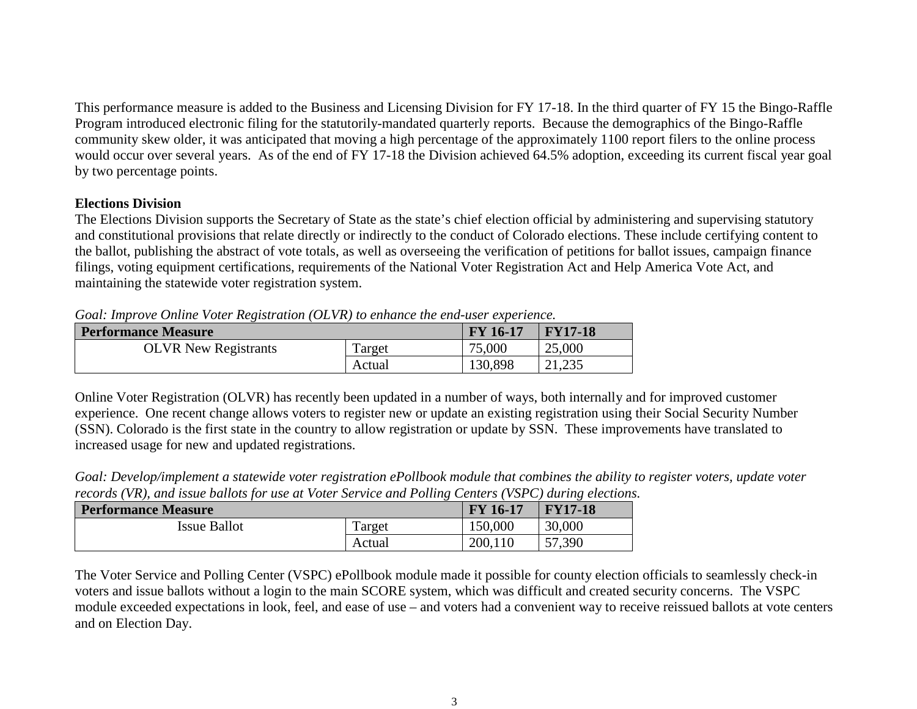This performance measure is added to the Business and Licensing Division for FY 17-18. In the third quarter of FY 15 the Bingo-Raffle Program introduced electronic filing for the statutorily-mandated quarterly reports. Because the demographics of the Bingo-Raffle community skew older, it was anticipated that moving a high percentage of the approximately 1100 report filers to the online process would occur over several years. As of the end of FY 17-18 the Division achieved 64.5% adoption, exceeding its current fiscal year goal by two percentage points.

**Elections Division**

The Elections Division supports the Secretary of State as the state's chief election official by administering and supervising statutory and constitutional provisions that relate directly or indirectly to the conduct of Colorado elections. These include certifying content to the ballot, publishing the abstract of vote totals, as well as overseeing the verification of petitions for ballot issues, campaign finance filings, voting equipment certifications, requirements of the National Voter Registration Act and Help America Vote Act, and maintaining the statewide voter registration system.

*Goal: Improve Online Voter Registration (OLVR) to enhance the end-user experience.*

| Performance Measure | | FY 16-17 | FY17-18 |
|---|---|---|---|
| OLVR New Registrants | Target | 75,000 | 25,000 |
| | Actual | 130,898 | 21,235 |

Online Voter Registration (OLVR) has recently been updated in a number of ways, both internally and for improved customer experience. One recent change allows voters to register new or update an existing registration using their Social Security Number (SSN). Colorado is the first state in the country to allow registration or update by SSN. These improvements have translated to increased usage for new and updated registrations.

*Goal: Develop/implement a statewide voter registration ePollbook module that combines the ability to register voters, update voter records (VR), and issue ballots for use at Voter Service and Polling Centers (VSPC) during elections.*

| Performance Measure | | FY 16-17 | FY17-18 |
|---|---|---|---|
| Issue Ballot | Target | 150,000 | 30,000 |
| | Actual | 200,110 | 57,390 |

The Voter Service and Polling Center (VSPC) ePollbook module made it possible for county election officials to seamlessly check-in voters and issue ballots without a login to the main SCORE system, which was difficult and created security concerns. The VSPC module exceeded expectations in look, feel, and ease of use – and voters had a convenient way to receive reissued ballots at vote centers and on Election Day.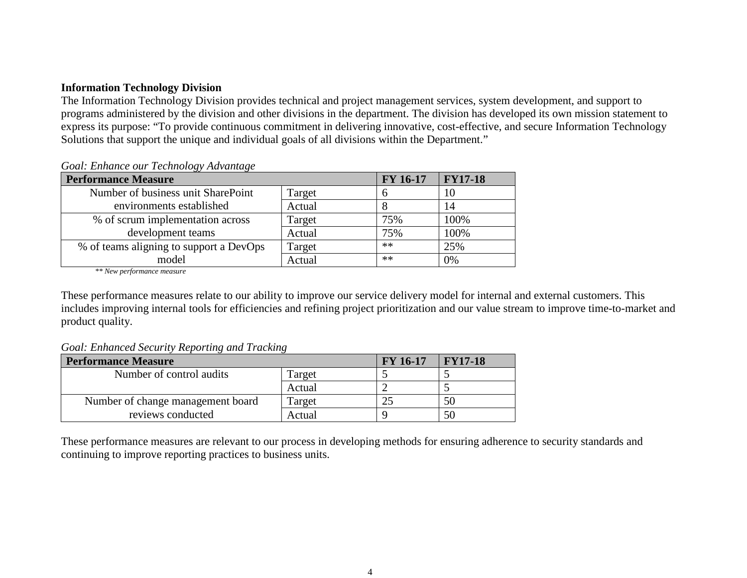**Information Technology Division**

The Information Technology Division provides technical and project management services, system development, and support to programs administered by the division and other divisions in the department. The division has developed its own mission statement to express its purpose: "To provide continuous commitment in delivering innovative, cost-effective, and secure Information Technology Solutions that support the unique and individual goals of all divisions within the Department."

*Goal: Enhance our Technology Advantage*

| Performance Measure | | FY 16-17 | FY17-18 |
|---|---|---|---|
| Number of business unit SharePoint environments established | Target | 6 | 10 |
| | Actual | 8 | 14 |
| % of scrum implementation across development teams | Target | 75% | 100% |
| | Actual | 75% | 100% |
| % of teams aligning to support a DevOps model | Target | ** | 25% |
| | Actual | ** | 0% |

*** New performance measure*

These performance measures relate to our ability to improve our service delivery model for internal and external customers. This includes improving internal tools for efficiencies and refining project prioritization and our value stream to improve time-to-market and product quality.

*Goal: Enhanced Security Reporting and Tracking*

| Performance Measure | | FY 16-17 | FY17-18 |
|---|---|---|---|
| Number of control audits | Target | 5 | 5 |
| | Actual | 2 | 5 |
| Number of change management board reviews conducted | Target | 25 | 50 |
| | Actual | 9 | 50 |

These performance measures are relevant to our process in developing methods for ensuring adherence to security standards and continuing to improve reporting practices to business units.